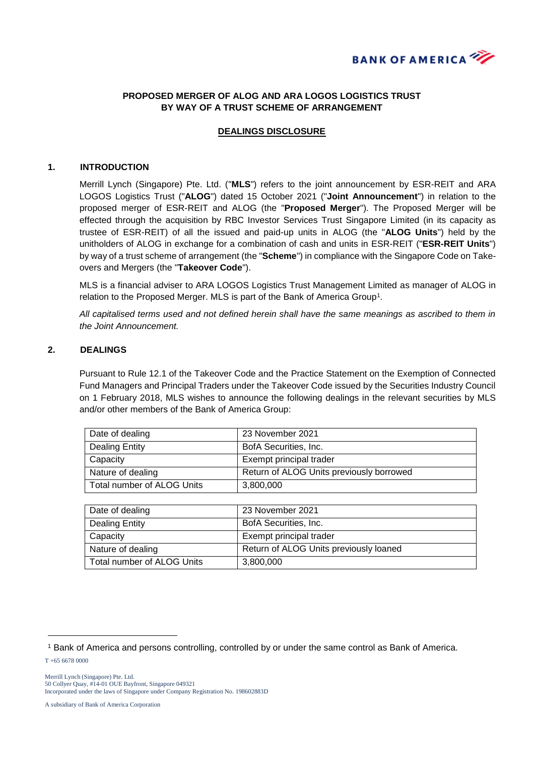**PROPOSED MERGER OF ALOG AND ARA LOGOS LOGISTICS TRUST BY WAY OF A TRUST SCHEME OF ARRANGEMENT**

**DEALINGS DISCLOSURE**

## 1. INTRODUCTION

Merrill Lynch (Singapore) Pte. Ltd. ("**MLS**") refers to the joint announcement by ESR-REIT and ARA LOGOS Logistics Trust ("**ALOG**") dated 15 October 2021 ("**Joint Announcement**") in relation to the proposed merger of ESR-REIT and ALOG (the "**Proposed Merger**"). The Proposed Merger will be effected through the acquisition by RBC Investor Services Trust Singapore Limited (in its capacity as trustee of ESR-REIT) of all the issued and paid-up units in ALOG (the "**ALOG Units**") held by the unitholders of ALOG in exchange for a combination of cash and units in ESR-REIT ("**ESR-REIT Units**") by way of a trust scheme of arrangement (the "**Scheme**") in compliance with the Singapore Code on Take-overs and Mergers (the "**Takeover Code**").

MLS is a financial adviser to ARA LOGOS Logistics Trust Management Limited as manager of ALOG in relation to the Proposed Merger. MLS is part of the Bank of America Group[1].

*All capitalised terms used and not defined herein shall have the same meanings as ascribed to them in the Joint Announcement.*

## 2. DEALINGS

Pursuant to Rule 12.1 of the Takeover Code and the Practice Statement on the Exemption of Connected Fund Managers and Principal Traders under the Takeover Code issued by the Securities Industry Council on 1 February 2018, MLS wishes to announce the following dealings in the relevant securities by MLS and/or other members of the Bank of America Group:

| Date of dealing | 23 November 2021 |
|---|---|
| Dealing Entity | BofA Securities, Inc. |
| Capacity | Exempt principal trader |
| Nature of dealing | Return of ALOG Units previously borrowed |
| Total number of ALOG Units | 3,800,000 |

| Date of dealing | 23 November 2021 |
|---|---|
| Dealing Entity | BofA Securities, Inc. |
| Capacity | Exempt principal trader |
| Nature of dealing | Return of ALOG Units previously loaned |
| Total number of ALOG Units | 3,800,000 |

[1] Bank of America and persons controlling, controlled by or under the same control as Bank of America.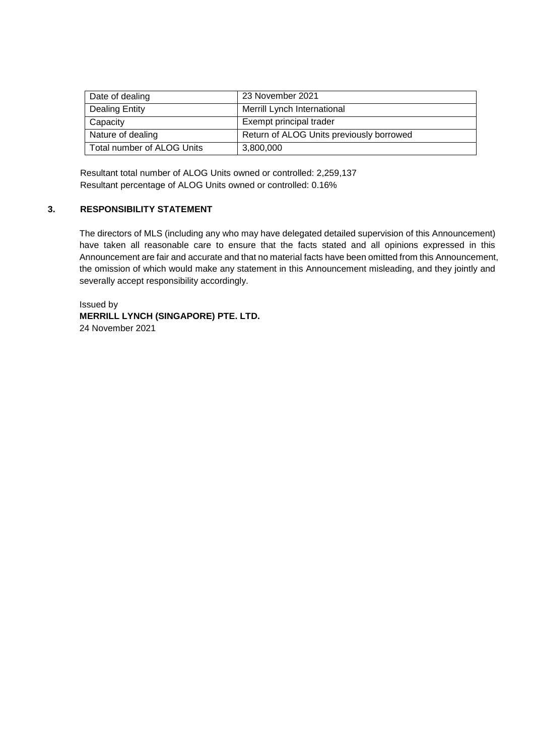| | |
|---|---|
| Date of dealing | 23 November 2021 |
| Dealing Entity | Merrill Lynch International |
| Capacity | Exempt principal trader |
| Nature of dealing | Return of ALOG Units previously borrowed |
| Total number of ALOG Units | 3,800,000 |

Resultant total number of ALOG Units owned or controlled: 2,259,137
Resultant percentage of ALOG Units owned or controlled: 0.16%

## 3. RESPONSIBILITY STATEMENT

The directors of MLS (including any who may have delegated detailed supervision of this Announcement) have taken all reasonable care to ensure that the facts stated and all opinions expressed in this Announcement are fair and accurate and that no material facts have been omitted from this Announcement, the omission of which would make any statement in this Announcement misleading, and they jointly and severally accept responsibility accordingly.

Issued by
**MERRILL LYNCH (SINGAPORE) PTE. LTD.**
24 November 2021